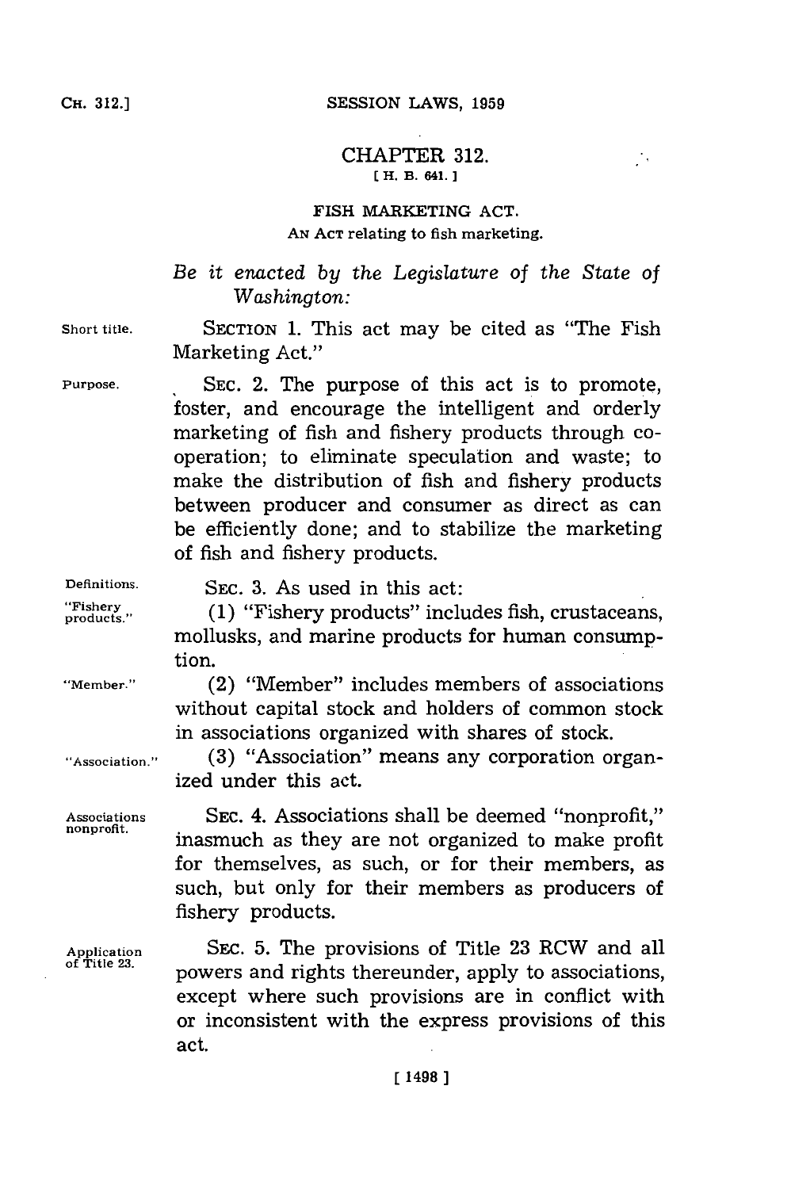# CHAPTER 312.

[ H. B. 641. ]

## FISH MARKETING ACT.

AN ACT relating to fish marketing.

*Be it enacted by the Legislature of the State of Washington:*

Short title. SECTION 1. This act may be cited as "The Fish Marketing Act."

Purpose. SEC. 2. The purpose of this act is to promote, foster, and encourage the intelligent and orderly marketing of fish and fishery products through cooperation; to eliminate speculation and waste; to make the distribution of fish and fishery products between producer and consumer as direct as can be efficiently done; and to stabilize the marketing of fish and fishery products.

Definitions. SEC. 3. As used in this act:

"Fishery products." (1) "Fishery products" includes fish, crustaceans, mollusks, and marine products for human consumption.

"Member." (2) "Member" includes members of associations without capital stock and holders of common stock in associations organized with shares of stock.

"Association." (3) "Association" means any corporation organized under this act.

Associations nonprofit. SEC. 4. Associations shall be deemed "nonprofit," inasmuch as they are not organized to make profit for themselves, as such, or for their members, as such, but only for their members as producers of fishery products.

Application of Title 23. SEC. 5. The provisions of Title 23 RCW and all powers and rights thereunder, apply to associations, except where such provisions are in conflict with or inconsistent with the express provisions of this act.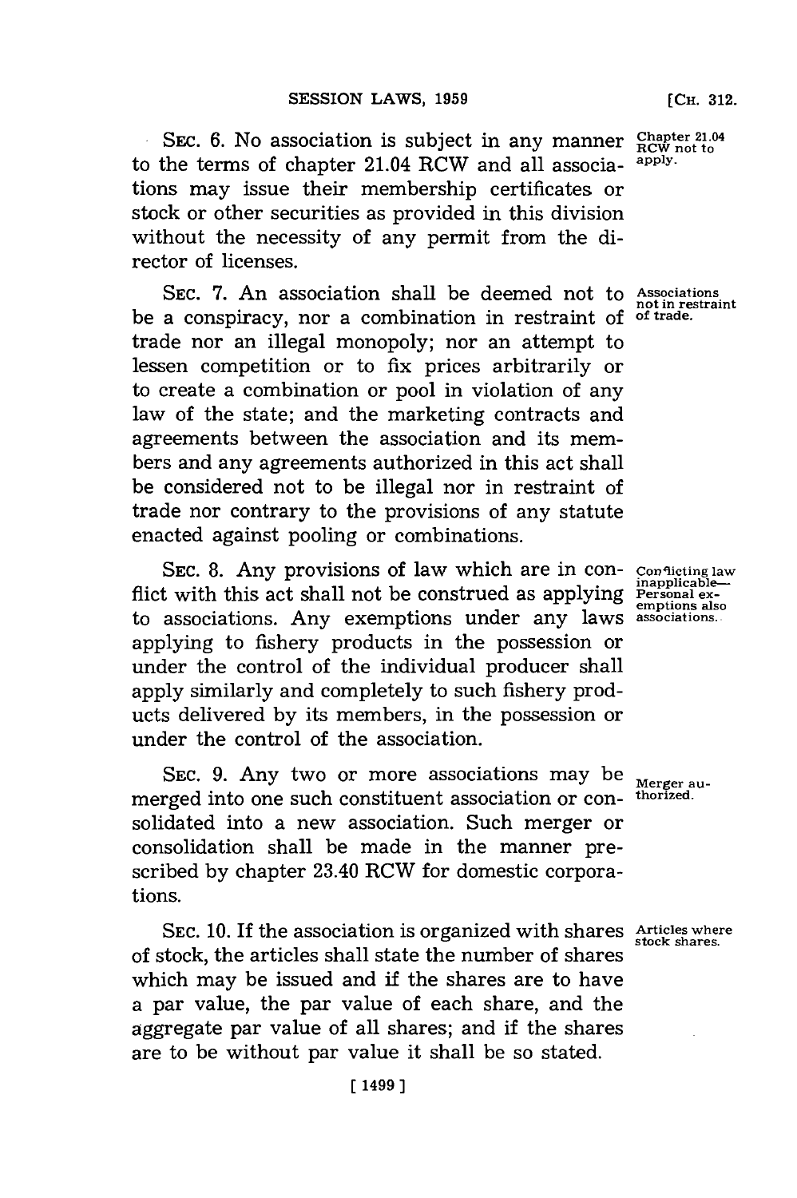SEC. 6. No association is subject in any manner to the terms of chapter 21.04 RCW and all associations may issue their membership certificates or stock or other securities as provided in this division without the necessity of any permit from the director of licenses.

*Chapter 21.04 RCW not to apply.*

SEC. 7. An association shall be deemed not to be a conspiracy, nor a combination in restraint of trade nor an illegal monopoly; nor an attempt to lessen competition or to fix prices arbitrarily or to create a combination or pool in violation of any law of the state; and the marketing contracts and agreements between the association and its members and any agreements authorized in this act shall be considered not to be illegal nor in restraint of trade nor contrary to the provisions of any statute enacted against pooling or combinations.

*Associations not in restraint of trade.*

SEC. 8. Any provisions of law which are in conflict with this act shall not be construed as applying to associations. Any exemptions under any laws applying to fishery products in the possession or under the control of the individual producer shall apply similarly and completely to such fishery products delivered by its members, in the possession or under the control of the association.

*Conflicting law inapplicable—Personal exemptions also associations.*

SEC. 9. Any two or more associations may be merged into one such constituent association or consolidated into a new association. Such merger or consolidation shall be made in the manner prescribed by chapter 23.40 RCW for domestic corporations.

*Merger authorized.*

SEC. 10. If the association is organized with shares of stock, the articles shall state the number of shares which may be issued and if the shares are to have a par value, the par value of each share, and the aggregate par value of all shares; and if the shares are to be without par value it shall be so stated.

*Articles where stock shares.*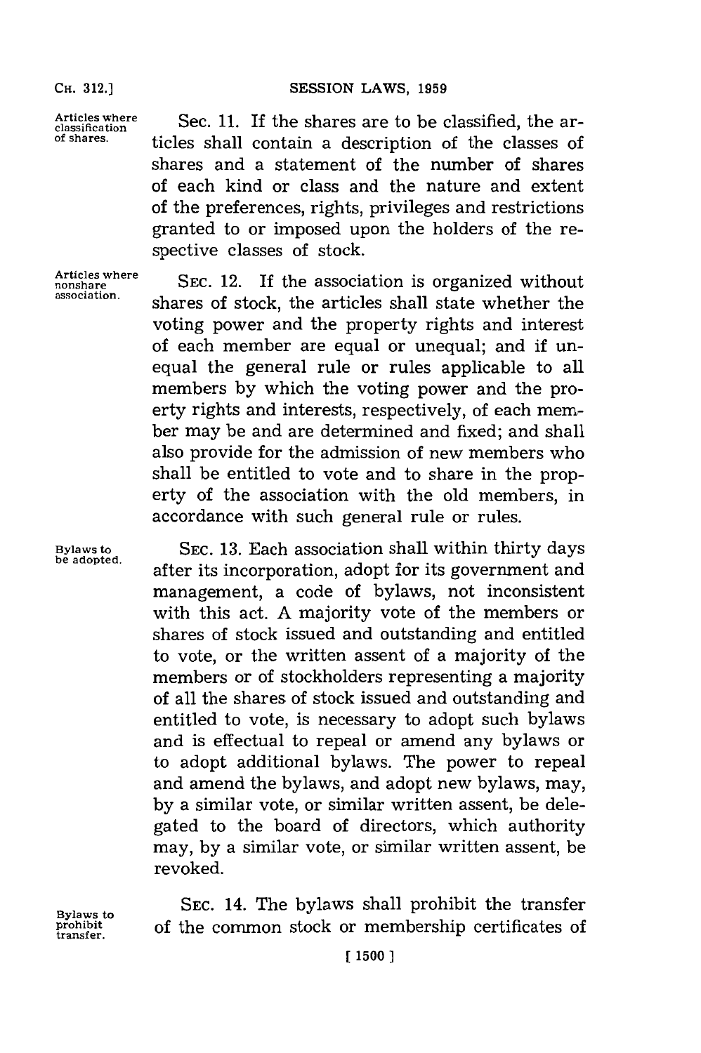Articles where classification of shares.

Sec. 11. If the shares are to be classified, the articles shall contain a description of the classes of shares and a statement of the number of shares of each kind or class and the nature and extent of the preferences, rights, privileges and restrictions granted to or imposed upon the holders of the respective classes of stock.

Articles where nonshare association.

SEC. 12. If the association is organized without shares of stock, the articles shall state whether the voting power and the property rights and interest of each member are equal or unequal; and if unequal the general rule or rules applicable to all members by which the voting power and the proerty rights and interests, respectively, of each member may be and are determined and fixed; and shall also provide for the admission of new members who shall be entitled to vote and to share in the property of the association with the old members, in accordance with such general rule or rules.

Bylaws to be adopted.

SEC. 13. Each association shall within thirty days after its incorporation, adopt for its government and management, a code of bylaws, not inconsistent with this act. A majority vote of the members or shares of stock issued and outstanding and entitled to vote, or the written assent of a majority of the members or of stockholders representing a majority of all the shares of stock issued and outstanding and entitled to vote, is necessary to adopt such bylaws and is effectual to repeal or amend any bylaws or to adopt additional bylaws. The power to repeal and amend the bylaws, and adopt new bylaws, may, by a similar vote, or similar written assent, be delegated to the board of directors, which authority may, by a similar vote, or similar written assent, be revoked.

Bylaws to prohibit transfer.

SEC. 14. The bylaws shall prohibit the transfer of the common stock or membership certificates of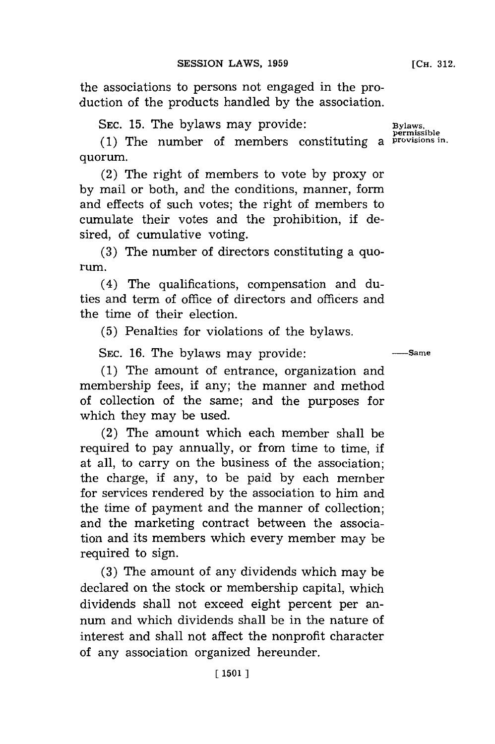the associations to persons not engaged in the production of the products handled by the association.

SEC. 15. The bylaws may provide:

Bylaws, permissible provisions in.

(1) The number of members constituting a quorum.

(2) The right of members to vote by proxy or by mail or both, and the conditions, manner, form and effects of such votes; the right of members to cumulate their votes and the prohibition, if desired, of cumulative voting.

(3) The number of directors constituting a quorum.

(4) The qualifications, compensation and duties and term of office of directors and officers and the time of their election.

(5) Penalties for violations of the bylaws.

SEC. 16. The bylaws may provide:

——Same

(1) The amount of entrance, organization and membership fees, if any; the manner and method of collection of the same; and the purposes for which they may be used.

(2) The amount which each member shall be required to pay annually, or from time to time, if at all, to carry on the business of the association; the charge, if any, to be paid by each member for services rendered by the association to him and the time of payment and the manner of collection; and the marketing contract between the association and its members which every member may be required to sign.

(3) The amount of any dividends which may be declared on the stock or membership capital, which dividends shall not exceed eight percent per annum and which dividends shall be in the nature of interest and shall not affect the nonprofit character of any association organized hereunder.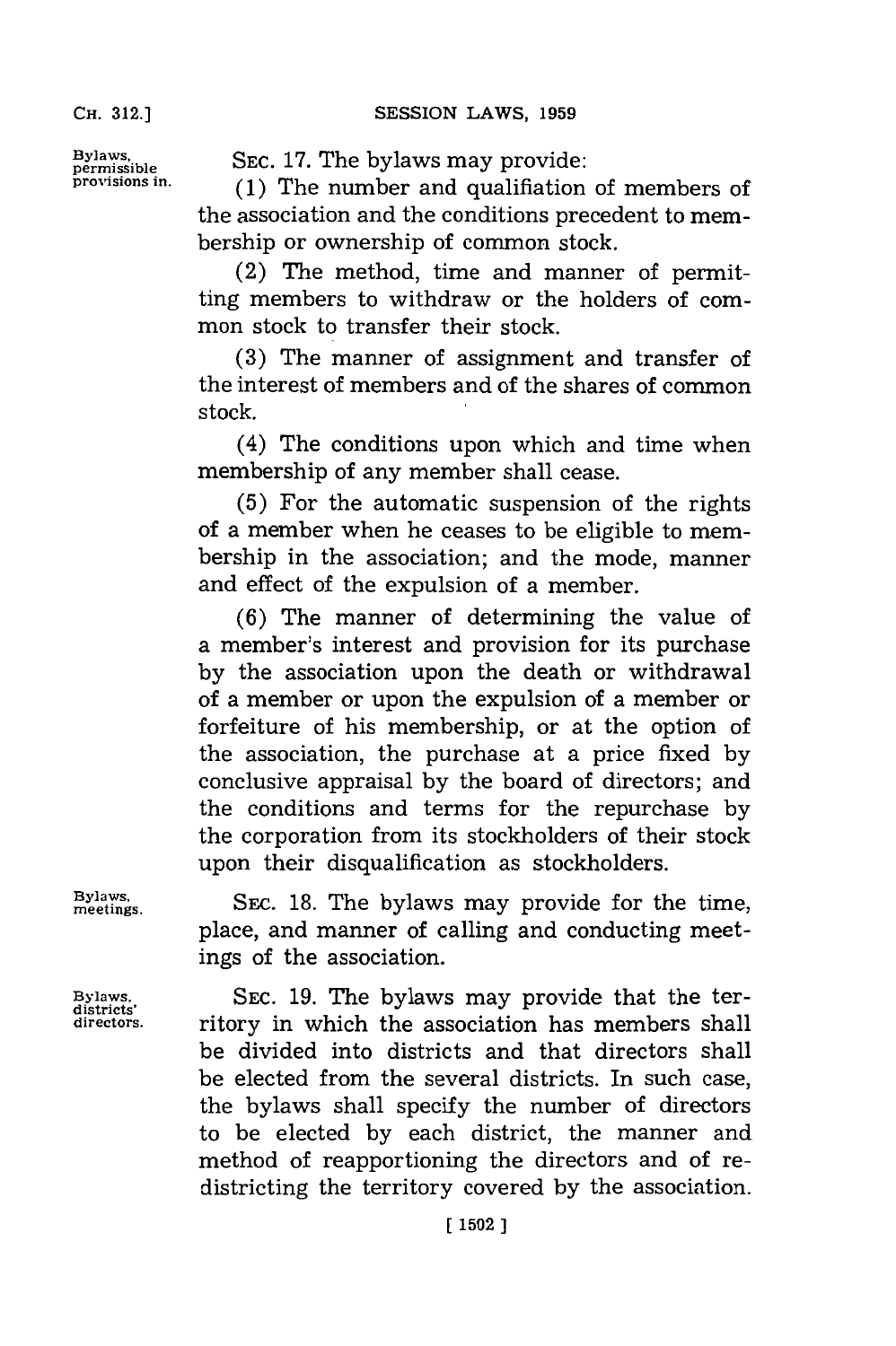Bylaws, permissible provisions in.

SEC. 17. The bylaws may provide:

(1) The number and qualifiation of members of the association and the conditions precedent to membership or ownership of common stock.

(2) The method, time and manner of permitting members to withdraw or the holders of common stock to transfer their stock.

(3) The manner of assignment and transfer of the interest of members and of the shares of common stock.

(4) The conditions upon which and time when membership of any member shall cease.

(5) For the automatic suspension of the rights of a member when he ceases to be eligible to membership in the association; and the mode, manner and effect of the expulsion of a member.

(6) The manner of determining the value of a member's interest and provision for its purchase by the association upon the death or withdrawal of a member or upon the expulsion of a member or forfeiture of his membership, or at the option of the association, the purchase at a price fixed by conclusive appraisal by the board of directors; and the conditions and terms for the repurchase by the corporation from its stockholders of their stock upon their disqualification as stockholders.

Bylaws, meetings.

SEC. 18. The bylaws may provide for the time, place, and manner of calling and conducting meetings of the association.

Bylaws, districts' directors.

SEC. 19. The bylaws may provide that the territory in which the association has members shall be divided into districts and that directors shall be elected from the several districts. In such case, the bylaws shall specify the number of directors to be elected by each district, the manner and method of reapportioning the directors and of redistricting the territory covered by the association.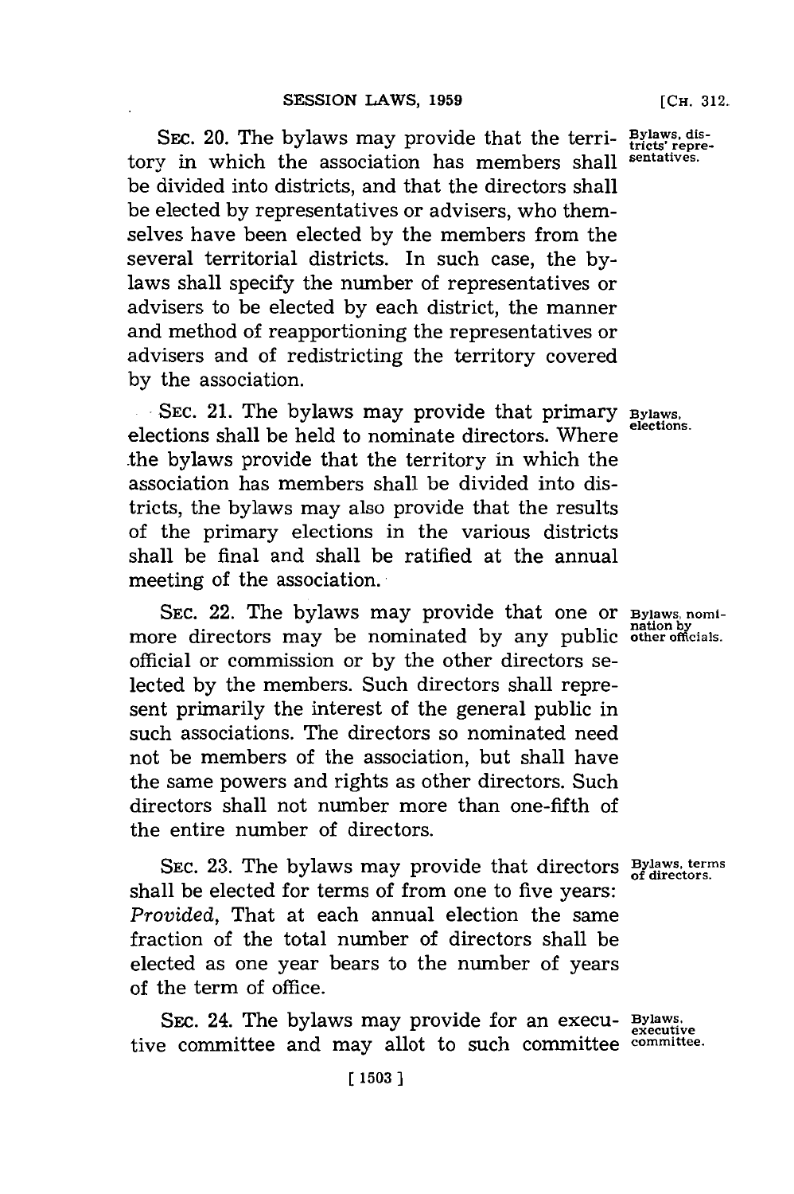SEC. 20. The bylaws may provide that the territory in which the association has members shall be divided into districts, and that the directors shall be elected by representatives or advisers, who themselves have been elected by the members from the several territorial districts. In such case, the bylaws shall specify the number of representatives or advisers to be elected by each district, the manner and method of reapportioning the representatives or advisers and of redistricting the territory covered by the association.

Bylaws, districts' representatives.

SEC. 21. The bylaws may provide that primary elections shall be held to nominate directors. Where the bylaws provide that the territory in which the association has members shall be divided into districts, the bylaws may also provide that the results of the primary elections in the various districts shall be final and shall be ratified at the annual meeting of the association.

Bylaws, elections.

SEC. 22. The bylaws may provide that one or more directors may be nominated by any public official or commission or by the other directors selected by the members. Such directors shall represent primarily the interest of the general public in such associations. The directors so nominated need not be members of the association, but shall have the same powers and rights as other directors. Such directors shall not number more than one-fifth of the entire number of directors.

Bylaws, nomination by other officials.

SEC. 23. The bylaws may provide that directors shall be elected for terms of from one to five years: *Provided*, That at each annual election the same fraction of the total number of directors shall be elected as one year bears to the number of years of the term of office.

Bylaws, terms of directors.

SEC. 24. The bylaws may provide for an executive committee and may allot to such committee

Bylaws, executive committee.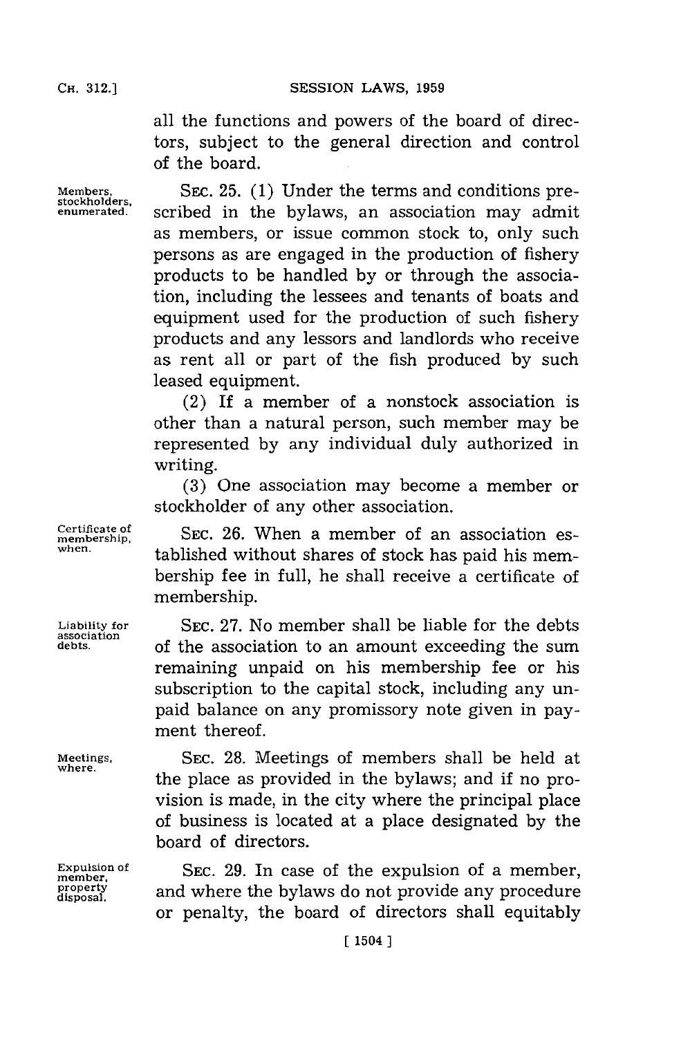all the functions and powers of the board of directors, subject to the general direction and control of the board.

Members, stockholders, enumerated.

SEC. 25. (1) Under the terms and conditions prescribed in the bylaws, an association may admit as members, or issue common stock to, only such persons as are engaged in the production of fishery products to be handled by or through the association, including the lessees and tenants of boats and equipment used for the production of such fishery products and any lessors and landlords who receive as rent all or part of the fish produced by such leased equipment.

(2) If a member of a nonstock association is other than a natural person, such member may be represented by any individual duly authorized in writing.

(3) One association may become a member or stockholder of any other association.

Certificate of membership, when.

SEC. 26. When a member of an association established without shares of stock has paid his membership fee in full, he shall receive a certificate of membership.

Liability for association debts.

SEC. 27. No member shall be liable for the debts of the association to an amount exceeding the sum remaining unpaid on his membership fee or his subscription to the capital stock, including any unpaid balance on any promissory note given in payment thereof.

Meetings, where.

SEC. 28. Meetings of members shall be held at the place as provided in the bylaws; and if no provision is made, in the city where the principal place of business is located at a place designated by the board of directors.

Expulsion of member, property disposal.

SEC. 29. In case of the expulsion of a member, and where the bylaws do not provide any procedure or penalty, the board of directors shall equitably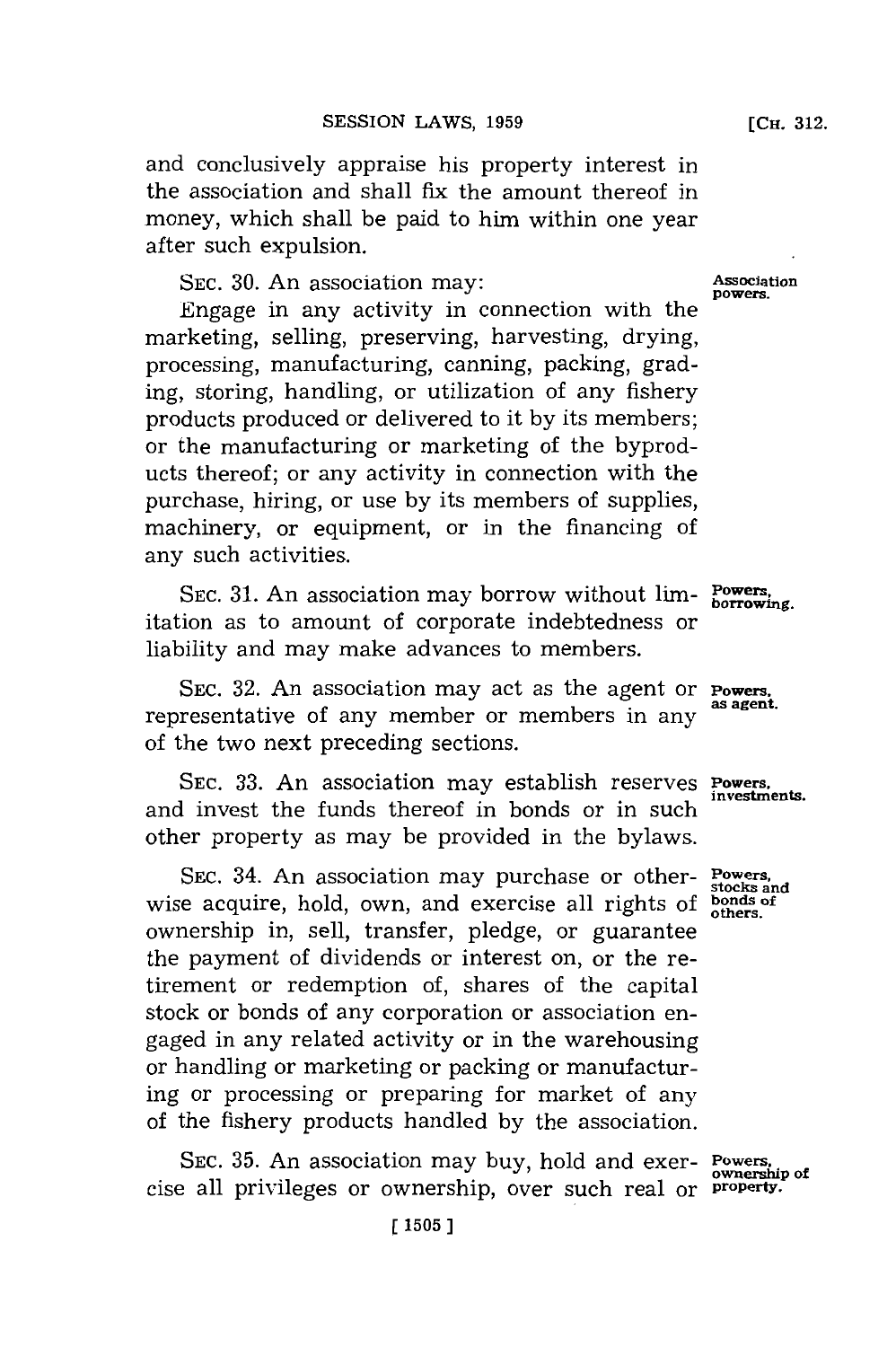and conclusively appraise his property interest in the association and shall fix the amount thereof in money, which shall be paid to him within one year after such expulsion.

SEC. 30. An association may: **Association powers.**

Engage in any activity in connection with the marketing, selling, preserving, harvesting, drying, processing, manufacturing, canning, packing, grading, storing, handling, or utilization of any fishery products produced or delivered to it by its members; or the manufacturing or marketing of the byproducts thereof; or any activity in connection with the purchase, hiring, or use by its members of supplies, machinery, or equipment, or in the financing of any such activities.

SEC. 31. An association may borrow without limitation as to amount of corporate indebtedness or liability and may make advances to members. **Powers, borrowing.**

SEC. 32. An association may act as the agent or representative of any member or members in any of the two next preceding sections. **Powers, as agent.**

SEC. 33. An association may establish reserves and invest the funds thereof in bonds or in such other property as may be provided in the bylaws. **Powers, investments.**

SEC. 34. An association may purchase or otherwise acquire, hold, own, and exercise all rights of ownership in, sell, transfer, pledge, or guarantee the payment of dividends or interest on, or the retirement or redemption of, shares of the capital stock or bonds of any corporation or association engaged in any related activity or in the warehousing or handling or marketing or packing or manufacturing or processing or preparing for market of any of the fishery products handled by the association. **Powers, stocks and bonds of others.**

SEC. 35. An association may buy, hold and exercise all privileges or ownership, over such real or **Powers, ownership of property.**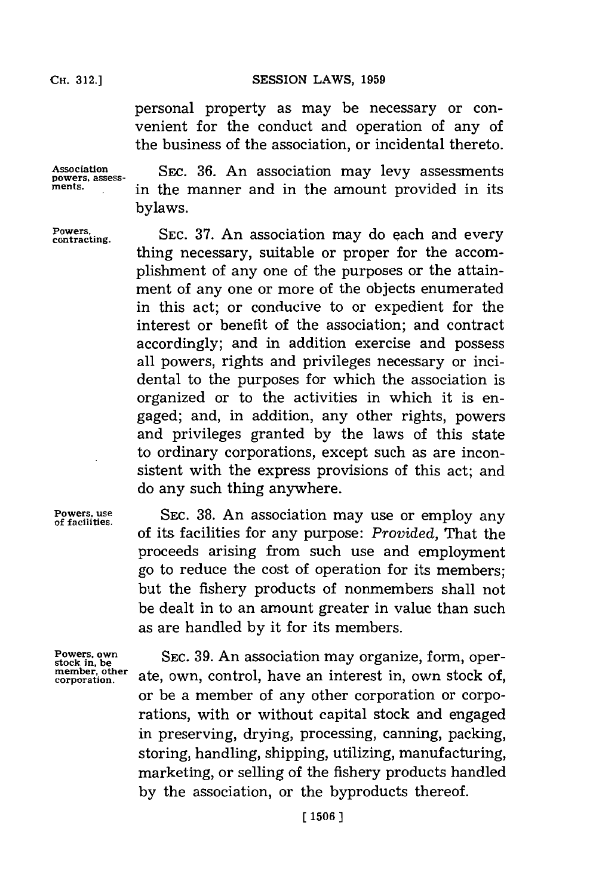personal property as may be necessary or convenient for the conduct and operation of any of the business of the association, or incidental thereto.

Association powers, assessments.

SEC. 36. An association may levy assessments in the manner and in the amount provided in its bylaws.

Powers, contracting.

SEC. 37. An association may do each and every thing necessary, suitable or proper for the accomplishment of any one of the purposes or the attainment of any one or more of the objects enumerated in this act; or conducive to or expedient for the interest or benefit of the association; and contract accordingly; and in addition exercise and possess all powers, rights and privileges necessary or incidental to the purposes for which the association is organized or to the activities in which it is engaged; and, in addition, any other rights, powers and privileges granted by the laws of this state to ordinary corporations, except such as are inconsistent with the express provisions of this act; and do any such thing anywhere.

Powers, use of facilities.

SEC. 38. An association may use or employ any of its facilities for any purpose: *Provided,* That the proceeds arising from such use and employment go to reduce the cost of operation for its members; but the fishery products of nonmembers shall not be dealt in to an amount greater in value than such as are handled by it for its members.

Powers, own stock in, be member, other corporation.

SEC. 39. An association may organize, form, operate, own, control, have an interest in, own stock of, or be a member of any other corporation or corporations, with or without capital stock and engaged in preserving, drying, processing, canning, packing, storing, handling, shipping, utilizing, manufacturing, marketing, or selling of the fishery products handled by the association, or the byproducts thereof.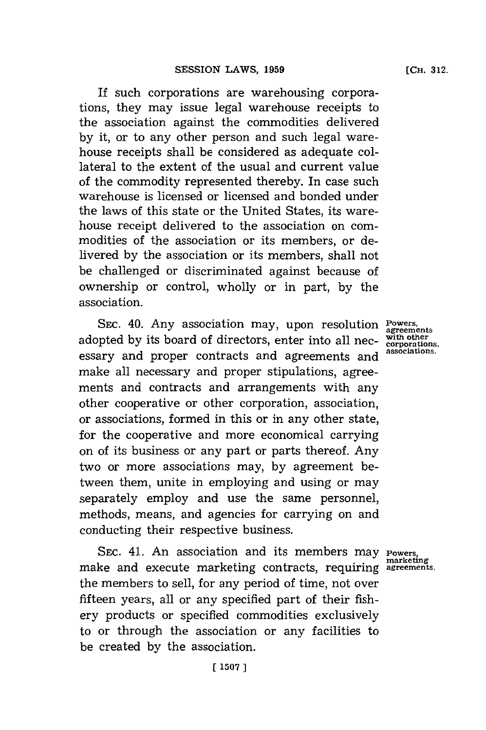If such corporations are warehousing corporations, they may issue legal warehouse receipts to the association against the commodities delivered by it, or to any other person and such legal warehouse receipts shall be considered as adequate collateral to the extent of the usual and current value of the commodity represented thereby. In case such warehouse is licensed or licensed and bonded under the laws of this state or the United States, its warehouse receipt delivered to the association on commodities of the association or its members, or delivered by the association or its members, shall not be challenged or discriminated against because of ownership or control, wholly or in part, by the association.

**Powers, agreements with other corporations, associations.**

SEC. 40. Any association may, upon resolution adopted by its board of directors, enter into all necessary and proper contracts and agreements and make all necessary and proper stipulations, agreements and contracts and arrangements with any other cooperative or other corporation, association, or associations, formed in this or in any other state, for the cooperative and more economical carrying on of its business or any part or parts thereof. Any two or more associations may, by agreement between them, unite in employing and using or may separately employ and use the same personnel, methods, means, and agencies for carrying on and conducting their respective business.

**Powers, marketing agreements.**

SEC. 41. An association and its members may make and execute marketing contracts, requiring the members to sell, for any period of time, not over fifteen years, all or any specified part of their fishery products or specified commodities exclusively to or through the association or any facilities to be created by the association.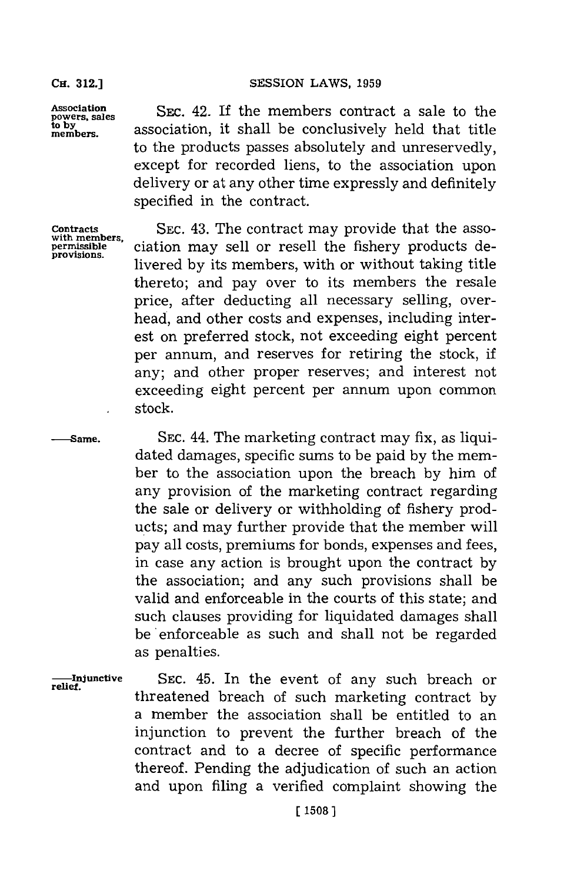**Association powers, sales to by members.** SEC. 42. If the members contract a sale to the association, it shall be conclusively held that title to the products passes absolutely and unreservedly, except for recorded liens, to the association upon delivery or at any other time expressly and definitely specified in the contract.

**Contracts with members, permissible provisions.** SEC. 43. The contract may provide that the association may sell or resell the fishery products delivered by its members, with or without taking title thereto; and pay over to its members the resale price, after deducting all necessary selling, overhead, and other costs and expenses, including interest on preferred stock, not exceeding eight percent per annum, and reserves for retiring the stock, if any; and other proper reserves; and interest not exceeding eight percent per annum upon common stock.

**——Same.** SEC. 44. The marketing contract may fix, as liquidated damages, specific sums to be paid by the member to the association upon the breach by him of any provision of the marketing contract regarding the sale or delivery or withholding of fishery products; and may further provide that the member will pay all costs, premiums for bonds, expenses and fees, in case any action is brought upon the contract by the association; and any such provisions shall be valid and enforceable in the courts of this state; and such clauses providing for liquidated damages shall be enforceable as such and shall not be regarded as penalties.

**——Injunctive relief.** SEC. 45. In the event of any such breach or threatened breach of such marketing contract by a member the association shall be entitled to an injunction to prevent the further breach of the contract and to a decree of specific performance thereof. Pending the adjudication of such an action and upon filing a verified complaint showing the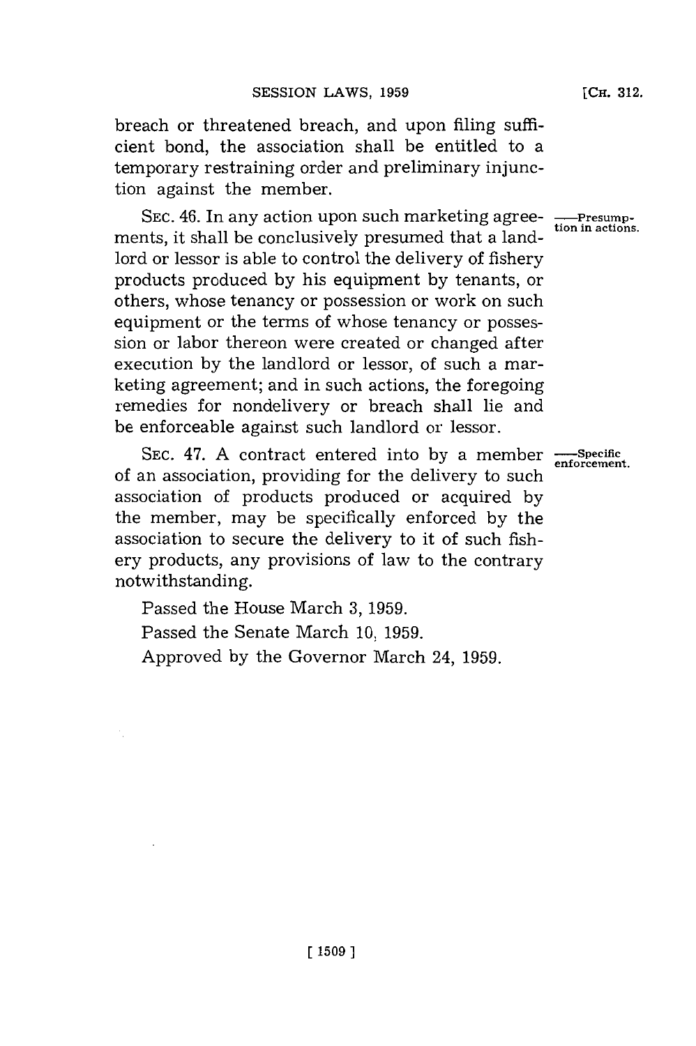breach or threatened breach, and upon filing sufficient bond, the association shall be entitled to a temporary restraining order and preliminary injunction against the member.

—Presumption in actions.

SEC. 46. In any action upon such marketing agreements, it shall be conclusively presumed that a landlord or lessor is able to control the delivery of fishery products produced by his equipment by tenants, or others, whose tenancy or possession or work on such equipment or the terms of whose tenancy or possession or labor thereon were created or changed after execution by the landlord or lessor, of such a marketing agreement; and in such actions, the foregoing remedies for nondelivery or breach shall lie and be enforceable against such landlord or lessor.

—Specific enforcement.

SEC. 47. A contract entered into by a member of an association, providing for the delivery to such association of products produced or acquired by the member, may be specifically enforced by the association to secure the delivery to it of such fishery products, any provisions of law to the contrary notwithstanding.

Passed the House March 3, 1959.

Passed the Senate March 10, 1959.

Approved by the Governor March 24, 1959.